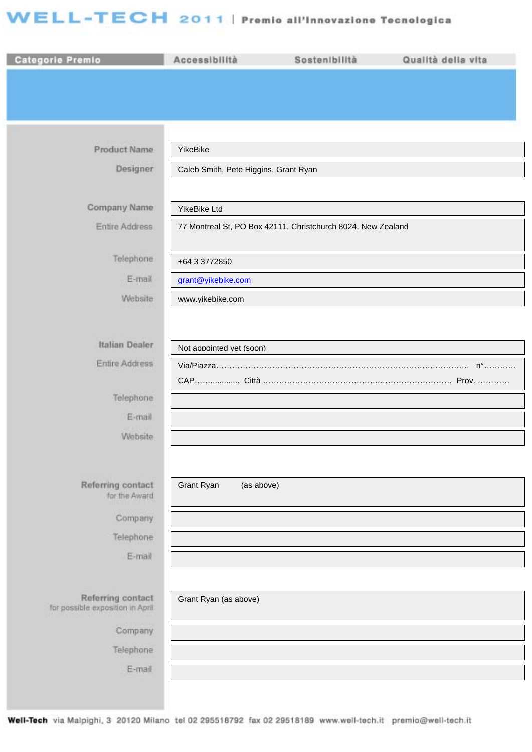# WELL-TECH 2011 | Premio all'Innovazione Tecnologica

| Categorie Premio | Accessibilità | Sostenibilità | Qualità della vita |
|---|---|---|---|

| | |
|---|---|
| Product Name | YikeBike |
| Designer | Caleb Smith, Pete Higgins, Grant Ryan |
| Company Name | YikeBike Ltd |
| Entire Address | 77 Montreal St, PO Box 42111, Christchurch 8024, New Zealand |
| Telephone | +64 3 3772850 |
| E-mail | grant@yikebike.com |
| Website | www.yikebike.com |
| Italian Dealer | Not appointed yet (soon) |
| Entire Address | Via/Piazza……………………………………………………………………………………. n°………… CAP………………. Città ……………………………………………………………… Prov. ………… |
| Telephone | |
| E-mail | |
| Website | |
| Referring contact for the Award | Grant Ryan (as above) |
| Company | |
| Telephone | |
| E-mail | |
| Referring contact for possible exposition in April | Grant Ryan (as above) |
| Company | |
| Telephone | |
| E-mail | |

**Well-Tech** via Malpighi, 3 20120 Milano tel 02 295518792 fax 02 29518189 www.well-tech.it premio@well-tech.it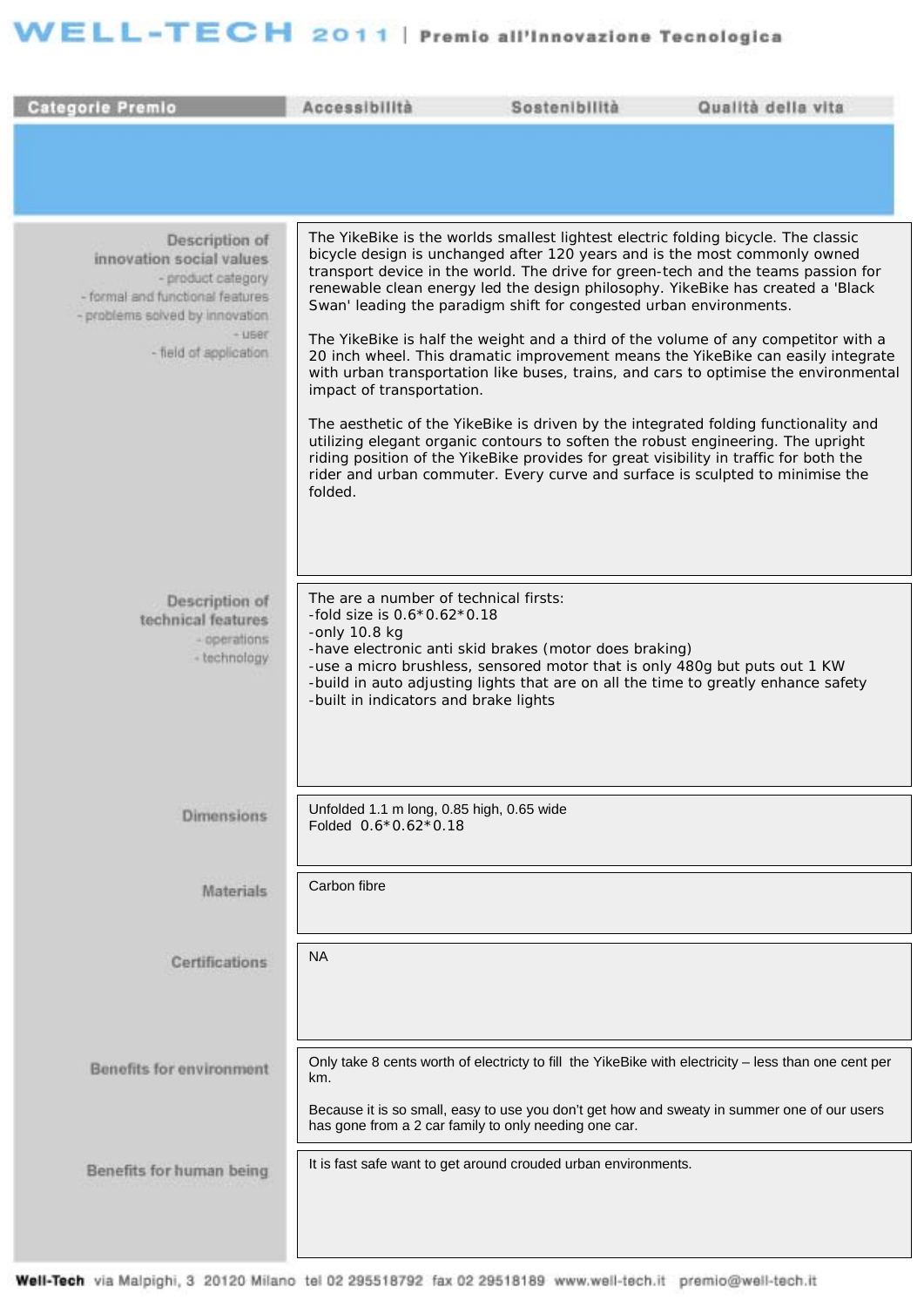# WELL-TECH 2011 | Premio all'Innovazione Tecnologica

| Categorie Premio | Accessibilità | Sostenibilità | Qualità della vita |
|---|---|---|---|

| | |
|---|---|
| **Description of innovation social values** - product category - formal and functional features - problems solved by innovation - user - field of application | The YikeBike is the worlds smallest lightest electric folding bicycle. The classic bicycle design is unchanged after 120 years and is the most commonly owned transport device in the world. The drive for green-tech and the teams passion for renewable clean energy led the design philosophy. YikeBike has created a 'Black Swan' leading the paradigm shift for congested urban environments.<br><br>The YikeBike is half the weight and a third of the volume of any competitor with a 20 inch wheel. This dramatic improvement means the YikeBike can easily integrate with urban transportation like buses, trains, and cars to optimise the environmental impact of transportation.<br><br>The aesthetic of the YikeBike is driven by the integrated folding functionality and utilizing elegant organic contours to soften the robust engineering. The upright riding position of the YikeBike provides for great visibility in traffic for both the rider and urban commuter. Every curve and surface is sculpted to minimise the folded. |
| **Description of technical features** - operations - technology | The are a number of technical firsts:<br>-fold size is 0.6*0.62*0.18<br>-only 10.8 kg<br>-have electronic anti skid brakes (motor does braking)<br>-use a micro brushless, sensored motor that is only 480g but puts out 1 KW<br>-build in auto adjusting lights that are on all the time to greatly enhance safety<br>-built in indicators and brake lights |
| **Dimensions** | Unfolded 1.1 m long, 0.85 high, 0.65 wide<br>Folded 0.6*0.62*0.18 |
| **Materials** | Carbon fibre |
| **Certifications** | NA |
| **Benefits for environment** | Only take 8 cents worth of electricty to fill the YikeBike with electricity – less than one cent per km.<br><br>Because it is so small, easy to use you don't get how and sweaty in summer one of our users has gone from a 2 car family to only needing one car. |
| **Benefits for human being** | It is fast safe want to get around crouded urban environments. |

**Well-Tech** via Malpighi, 3 20120 Milano tel 02 295518792 fax 02 29518189 www.well-tech.it premio@well-tech.it